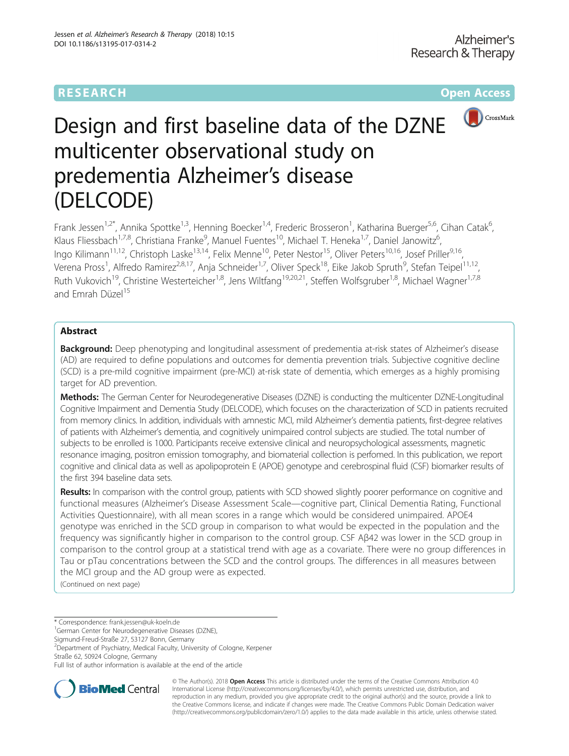# Design and first baseline data of the DZNE multicenter observational study on predementia Alzheimer's disease (DELCODE)

Frank Jessen[1,2*], Annika Spottke[1,3], Henning Boecker[1,4], Frederic Brosseron[1], Katharina Buerger[5,6], Cihan Catak[6], Klaus Fliessbach[1,7,8], Christiana Franke[9], Manuel Fuentes[10], Michael T. Heneka[1,7], Daniel Janowitz[6], Ingo Kilimann[11,12], Christoph Laske[13,14], Felix Menne[10], Peter Nestor[15], Oliver Peters[10,16], Josef Priller[9,16], Verena Pross[1], Alfredo Ramirez[2,8,17], Anja Schneider[1,7], Oliver Speck[18], Eike Jakob Spruth[9], Stefan Teipel[11,12], Ruth Vukovich[19], Christine Westerteicher[1,8], Jens Wiltfang[19,20,21], Steffen Wolfsgruber[1,8], Michael Wagner[1,7,8] and Emrah Düzel[15]

## Abstract

**Background:** Deep phenotyping and longitudinal assessment of predementia at-risk states of Alzheimer's disease (AD) are required to define populations and outcomes for dementia prevention trials. Subjective cognitive decline (SCD) is a pre-mild cognitive impairment (pre-MCI) at-risk state of dementia, which emerges as a highly promising target for AD prevention.

**Methods:** The German Center for Neurodegenerative Diseases (DZNE) is conducting the multicenter DZNE-Longitudinal Cognitive Impairment and Dementia Study (DELCODE), which focuses on the characterization of SCD in patients recruited from memory clinics. In addition, individuals with amnestic MCI, mild Alzheimer's dementia patients, first-degree relatives of patients with Alzheimer's dementia, and cognitively unimpaired control subjects are studied. The total number of subjects to be enrolled is 1000. Participants receive extensive clinical and neuropsychological assessments, magnetic resonance imaging, positron emission tomography, and biomaterial collection is perfomed. In this publication, we report cognitive and clinical data as well as apolipoprotein E (APOE) genotype and cerebrospinal fluid (CSF) biomarker results of the first 394 baseline data sets.

**Results:** In comparison with the control group, patients with SCD showed slightly poorer performance on cognitive and functional measures (Alzheimer's Disease Assessment Scale—cognitive part, Clinical Dementia Rating, Functional Activities Questionnaire), with all mean scores in a range which would be considered unimpaired. APOE4 genotype was enriched in the SCD group in comparison to what would be expected in the population and the frequency was significantly higher in comparison to the control group. CSF Aβ42 was lower in the SCD group in comparison to the control group at a statistical trend with age as a covariate. There were no group differences in Tau or pTau concentrations between the SCD and the control groups. The differences in all measures between the MCI group and the AD group were as expected.

(Continued on next page)

\* Correspondence: frank.jessen@uk-koeln.de

[1]German Center for Neurodegenerative Diseases (DZNE), Sigmund-Freud-Straße 27, 53127 Bonn, Germany

[2]Department of Psychiatry, Medical Faculty, University of Cologne, Kerpener Straße 62, 50924 Cologne, Germany

Full list of author information is available at the end of the article

© The Author(s). 2018 **Open Access** This article is distributed under the terms of the Creative Commons Attribution 4.0 International License (http://creativecommons.org/licenses/by/4.0/), which permits unrestricted use, distribution, and reproduction in any medium, provided you give appropriate credit to the original author(s) and the source, provide a link to the Creative Commons license, and indicate if changes were made. The Creative Commons Public Domain Dedication waiver (http://creativecommons.org/publicdomain/zero/1.0/) applies to the data made available in this article, unless otherwise stated.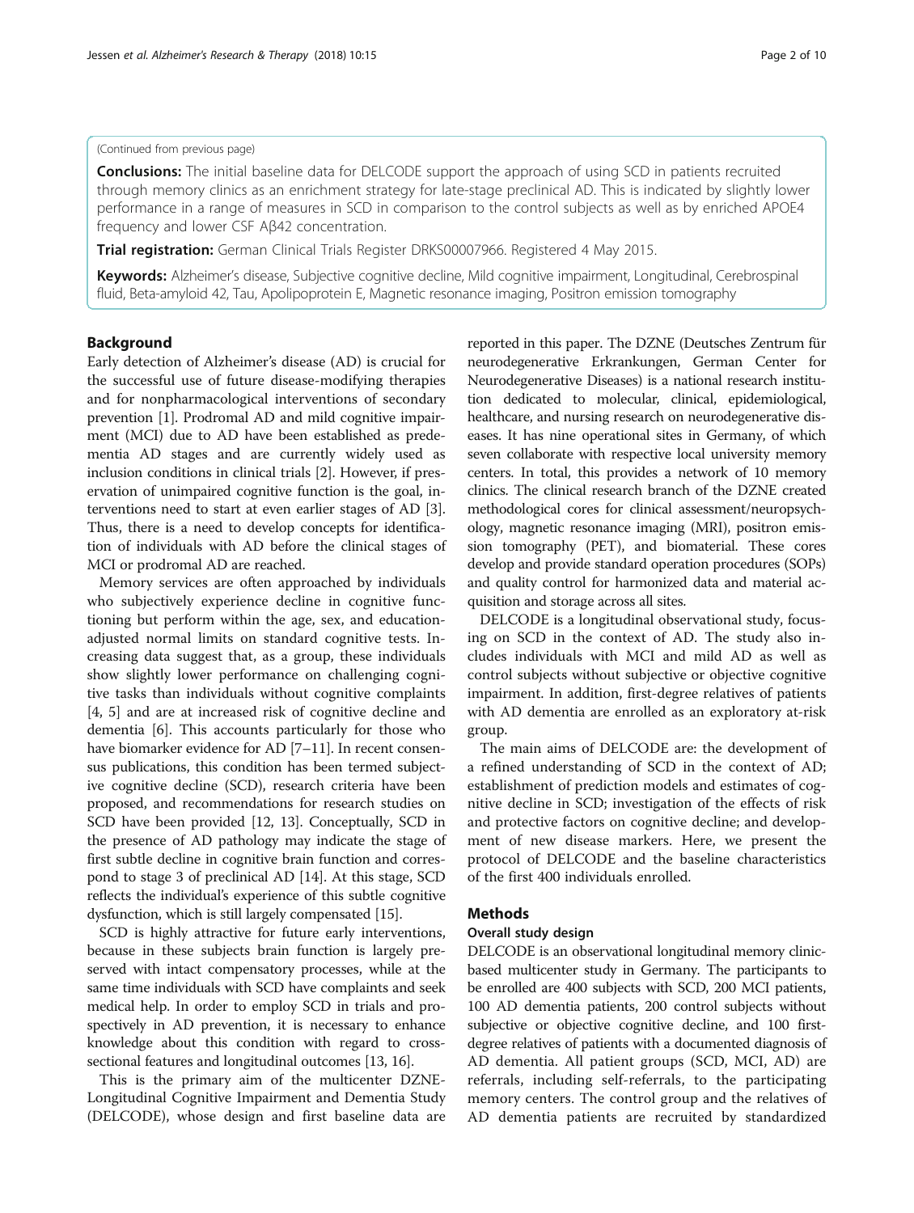(Continued from previous page)

**Conclusions:** The initial baseline data for DELCODE support the approach of using SCD in patients recruited through memory clinics as an enrichment strategy for late-stage preclinical AD. This is indicated by slightly lower performance in a range of measures in SCD in comparison to the control subjects as well as by enriched APOE4 frequency and lower CSF Aβ42 concentration.

**Trial registration:** German Clinical Trials Register DRKS00007966. Registered 4 May 2015.

**Keywords:** Alzheimer's disease, Subjective cognitive decline, Mild cognitive impairment, Longitudinal, Cerebrospinal fluid, Beta-amyloid 42, Tau, Apolipoprotein E, Magnetic resonance imaging, Positron emission tomography

## Background

Early detection of Alzheimer's disease (AD) is crucial for the successful use of future disease-modifying therapies and for nonpharmacological interventions of secondary prevention [1]. Prodromal AD and mild cognitive impairment (MCI) due to AD have been established as predementia AD stages and are currently widely used as inclusion conditions in clinical trials [2]. However, if preservation of unimpaired cognitive function is the goal, interventions need to start at even earlier stages of AD [3]. Thus, there is a need to develop concepts for identification of individuals with AD before the clinical stages of MCI or prodromal AD are reached.

Memory services are often approached by individuals who subjectively experience decline in cognitive functioning but perform within the age, sex, and education-adjusted normal limits on standard cognitive tests. Increasing data suggest that, as a group, these individuals show slightly lower performance on challenging cognitive tasks than individuals without cognitive complaints [4, 5] and are at increased risk of cognitive decline and dementia [6]. This accounts particularly for those who have biomarker evidence for AD [7–11]. In recent consensus publications, this condition has been termed subjective cognitive decline (SCD), research criteria have been proposed, and recommendations for research studies on SCD have been provided [12, 13]. Conceptually, SCD in the presence of AD pathology may indicate the stage of first subtle decline in cognitive brain function and correspond to stage 3 of preclinical AD [14]. At this stage, SCD reflects the individual's experience of this subtle cognitive dysfunction, which is still largely compensated [15].

SCD is highly attractive for future early interventions, because in these subjects brain function is largely preserved with intact compensatory processes, while at the same time individuals with SCD have complaints and seek medical help. In order to employ SCD in trials and prospectively in AD prevention, it is necessary to enhance knowledge about this condition with regard to cross-sectional features and longitudinal outcomes [13, 16].

This is the primary aim of the multicenter DZNE-Longitudinal Cognitive Impairment and Dementia Study (DELCODE), whose design and first baseline data are reported in this paper. The DZNE (Deutsches Zentrum für neurodegenerative Erkrankungen, German Center for Neurodegenerative Diseases) is a national research institution dedicated to molecular, clinical, epidemiological, healthcare, and nursing research on neurodegenerative diseases. It has nine operational sites in Germany, of which seven collaborate with respective local university memory centers. In total, this provides a network of 10 memory clinics. The clinical research branch of the DZNE created methodological cores for clinical assessment/neuropsychology, magnetic resonance imaging (MRI), positron emission tomography (PET), and biomaterial. These cores develop and provide standard operation procedures (SOPs) and quality control for harmonized data and material acquisition and storage across all sites.

DELCODE is a longitudinal observational study, focusing on SCD in the context of AD. The study also includes individuals with MCI and mild AD as well as control subjects without subjective or objective cognitive impairment. In addition, first-degree relatives of patients with AD dementia are enrolled as an exploratory at-risk group.

The main aims of DELCODE are: the development of a refined understanding of SCD in the context of AD; establishment of prediction models and estimates of cognitive decline in SCD; investigation of the effects of risk and protective factors on cognitive decline; and development of new disease markers. Here, we present the protocol of DELCODE and the baseline characteristics of the first 400 individuals enrolled.

## Methods

### Overall study design

DELCODE is an observational longitudinal memory clinic-based multicenter study in Germany. The participants to be enrolled are 400 subjects with SCD, 200 MCI patients, 100 AD dementia patients, 200 control subjects without subjective or objective cognitive decline, and 100 first-degree relatives of patients with a documented diagnosis of AD dementia. All patient groups (SCD, MCI, AD) are referrals, including self-referrals, to the participating memory centers. The control group and the relatives of AD dementia patients are recruited by standardized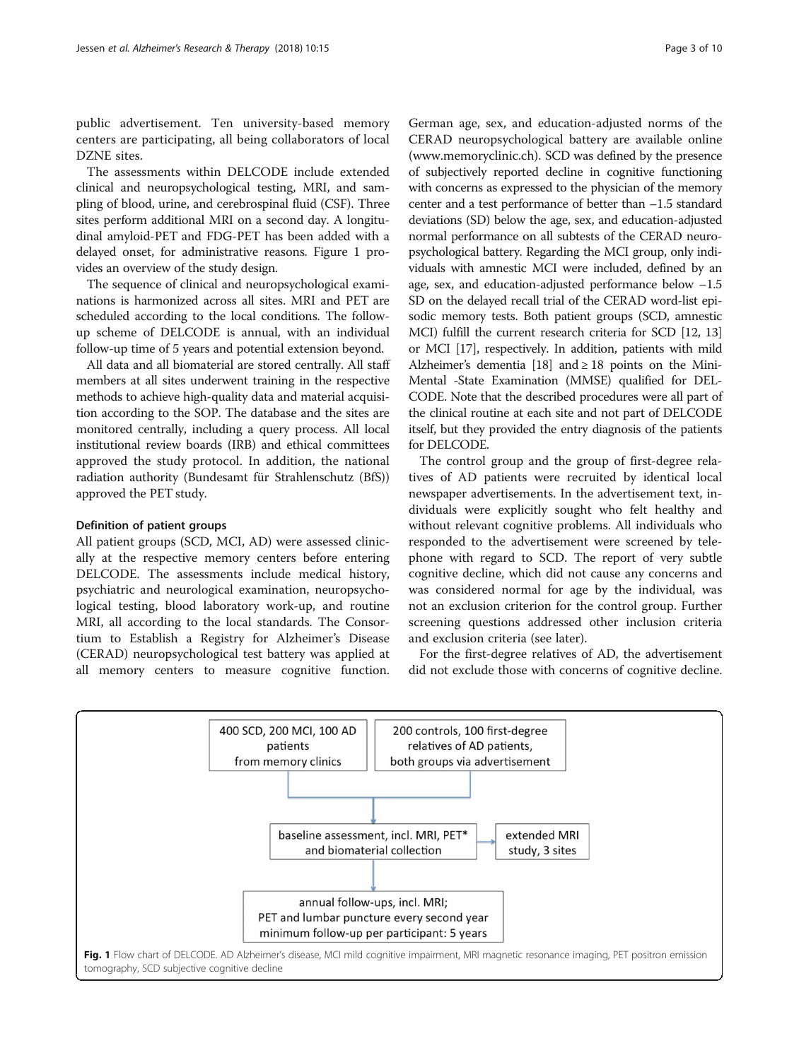public advertisement. Ten university-based memory centers are participating, all being collaborators of local DZNE sites.

The assessments within DELCODE include extended clinical and neuropsychological testing, MRI, and sampling of blood, urine, and cerebrospinal fluid (CSF). Three sites perform additional MRI on a second day. A longitudinal amyloid-PET and FDG-PET has been added with a delayed onset, for administrative reasons. Figure 1 provides an overview of the study design.

The sequence of clinical and neuropsychological examinations is harmonized across all sites. MRI and PET are scheduled according to the local conditions. The follow-up scheme of DELCODE is annual, with an individual follow-up time of 5 years and potential extension beyond.

All data and all biomaterial are stored centrally. All staff members at all sites underwent training in the respective methods to achieve high-quality data and material acquisition according to the SOP. The database and the sites are monitored centrally, including a query process. All local institutional review boards (IRB) and ethical committees approved the study protocol. In addition, the national radiation authority (Bundesamt für Strahlenschutz (BfS)) approved the PET study.

#### Definition of patient groups

All patient groups (SCD, MCI, AD) were assessed clinically at the respective memory centers before entering DELCODE. The assessments include medical history, psychiatric and neurological examination, neuropsychological testing, blood laboratory work-up, and routine MRI, all according to the local standards. The Consortium to Establish a Registry for Alzheimer's Disease (CERAD) neuropsychological test battery was applied at all memory centers to measure cognitive function. German age, sex, and education-adjusted norms of the CERAD neuropsychological battery are available online (www.memoryclinic.ch). SCD was defined by the presence of subjectively reported decline in cognitive functioning with concerns as expressed to the physician of the memory center and a test performance of better than −1.5 standard deviations (SD) below the age, sex, and education-adjusted normal performance on all subtests of the CERAD neuropsychological battery. Regarding the MCI group, only individuals with amnestic MCI were included, defined by an age, sex, and education-adjusted performance below −1.5 SD on the delayed recall trial of the CERAD word-list episodic memory tests. Both patient groups (SCD, amnestic MCI) fulfill the current research criteria for SCD [12, 13] or MCI [17], respectively. In addition, patients with mild Alzheimer's dementia [18] and ≥ 18 points on the Mini-Mental -State Examination (MMSE) qualified for DELCODE. Note that the described procedures were all part of the clinical routine at each site and not part of DELCODE itself, but they provided the entry diagnosis of the patients for DELCODE.

The control group and the group of first-degree relatives of AD patients were recruited by identical local newspaper advertisements. In the advertisement text, individuals were explicitly sought who felt healthy and without relevant cognitive problems. All individuals who responded to the advertisement were screened by telephone with regard to SCD. The report of very subtle cognitive decline, which did not cause any concerns and was considered normal for age by the individual, was not an exclusion criterion for the control group. Further screening questions addressed other inclusion criteria and exclusion criteria (see later).

For the first-degree relatives of AD, the advertisement did not exclude those with concerns of cognitive decline.

400 SCD, 200 MCI, 100 AD patients from memory clinics

200 controls, 100 first-degree relatives of AD patients, both groups via advertisement

baseline assessment, incl. MRI, PET* and biomaterial collection

extended MRI study, 3 sites

annual follow-ups, incl. MRI; PET and lumbar puncture every second year minimum follow-up per participant: 5 years

**Fig. 1** Flow chart of DELCODE. AD Alzheimer's disease, MCI mild cognitive impairment, MRI magnetic resonance imaging, PET positron emission tomography, SCD subjective cognitive decline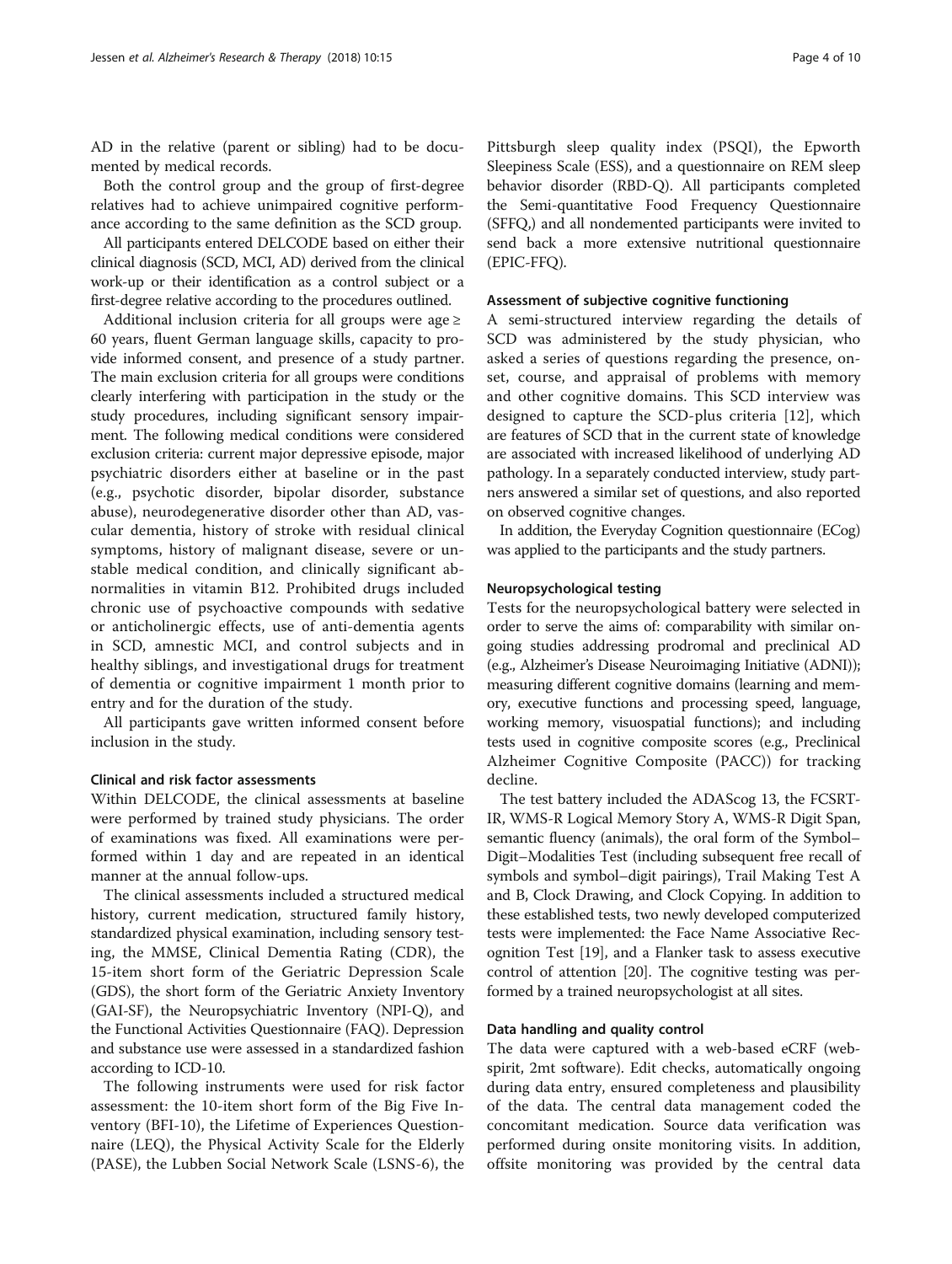AD in the relative (parent or sibling) had to be documented by medical records.

Both the control group and the group of first-degree relatives had to achieve unimpaired cognitive performance according to the same definition as the SCD group.

All participants entered DELCODE based on either their clinical diagnosis (SCD, MCI, AD) derived from the clinical work-up or their identification as a control subject or a first-degree relative according to the procedures outlined.

Additional inclusion criteria for all groups were age ≥ 60 years, fluent German language skills, capacity to provide informed consent, and presence of a study partner. The main exclusion criteria for all groups were conditions clearly interfering with participation in the study or the study procedures, including significant sensory impairment. The following medical conditions were considered exclusion criteria: current major depressive episode, major psychiatric disorders either at baseline or in the past (e.g., psychotic disorder, bipolar disorder, substance abuse), neurodegenerative disorder other than AD, vascular dementia, history of stroke with residual clinical symptoms, history of malignant disease, severe or unstable medical condition, and clinically significant abnormalities in vitamin B12. Prohibited drugs included chronic use of psychoactive compounds with sedative or anticholinergic effects, use of anti-dementia agents in SCD, amnestic MCI, and control subjects and in healthy siblings, and investigational drugs for treatment of dementia or cognitive impairment 1 month prior to entry and for the duration of the study.

All participants gave written informed consent before inclusion in the study.

#### Clinical and risk factor assessments

Within DELCODE, the clinical assessments at baseline were performed by trained study physicians. The order of examinations was fixed. All examinations were performed within 1 day and are repeated in an identical manner at the annual follow-ups.

The clinical assessments included a structured medical history, current medication, structured family history, standardized physical examination, including sensory testing, the MMSE, Clinical Dementia Rating (CDR), the 15-item short form of the Geriatric Depression Scale (GDS), the short form of the Geriatric Anxiety Inventory (GAI-SF), the Neuropsychiatric Inventory (NPI-Q), and the Functional Activities Questionnaire (FAQ). Depression and substance use were assessed in a standardized fashion according to ICD-10.

The following instruments were used for risk factor assessment: the 10-item short form of the Big Five Inventory (BFI-10), the Lifetime of Experiences Questionnaire (LEQ), the Physical Activity Scale for the Elderly (PASE), the Lubben Social Network Scale (LSNS-6), the Pittsburgh sleep quality index (PSQI), the Epworth Sleepiness Scale (ESS), and a questionnaire on REM sleep behavior disorder (RBD-Q). All participants completed the Semi-quantitative Food Frequency Questionnaire (SFFQ,) and all nondemented participants were invited to send back a more extensive nutritional questionnaire (EPIC-FFQ).

#### Assessment of subjective cognitive functioning

A semi-structured interview regarding the details of SCD was administered by the study physician, who asked a series of questions regarding the presence, onset, course, and appraisal of problems with memory and other cognitive domains. This SCD interview was designed to capture the SCD-plus criteria [12], which are features of SCD that in the current state of knowledge are associated with increased likelihood of underlying AD pathology. In a separately conducted interview, study partners answered a similar set of questions, and also reported on observed cognitive changes.

In addition, the Everyday Cognition questionnaire (ECog) was applied to the participants and the study partners.

#### Neuropsychological testing

Tests for the neuropsychological battery were selected in order to serve the aims of: comparability with similar ongoing studies addressing prodromal and preclinical AD (e.g., Alzheimer's Disease Neuroimaging Initiative (ADNI)); measuring different cognitive domains (learning and memory, executive functions and processing speed, language, working memory, visuospatial functions); and including tests used in cognitive composite scores (e.g., Preclinical Alzheimer Cognitive Composite (PACC)) for tracking decline.

The test battery included the ADAScog 13, the FCSRT-IR, WMS-R Logical Memory Story A, WMS-R Digit Span, semantic fluency (animals), the oral form of the Symbol–Digit–Modalities Test (including subsequent free recall of symbols and symbol–digit pairings), Trail Making Test A and B, Clock Drawing, and Clock Copying. In addition to these established tests, two newly developed computerized tests were implemented: the Face Name Associative Recognition Test [19], and a Flanker task to assess executive control of attention [20]. The cognitive testing was performed by a trained neuropsychologist at all sites.

#### Data handling and quality control

The data were captured with a web-based eCRF (webspirit, 2mt software). Edit checks, automatically ongoing during data entry, ensured completeness and plausibility of the data. The central data management coded the concomitant medication. Source data verification was performed during onsite monitoring visits. In addition, offsite monitoring was provided by the central data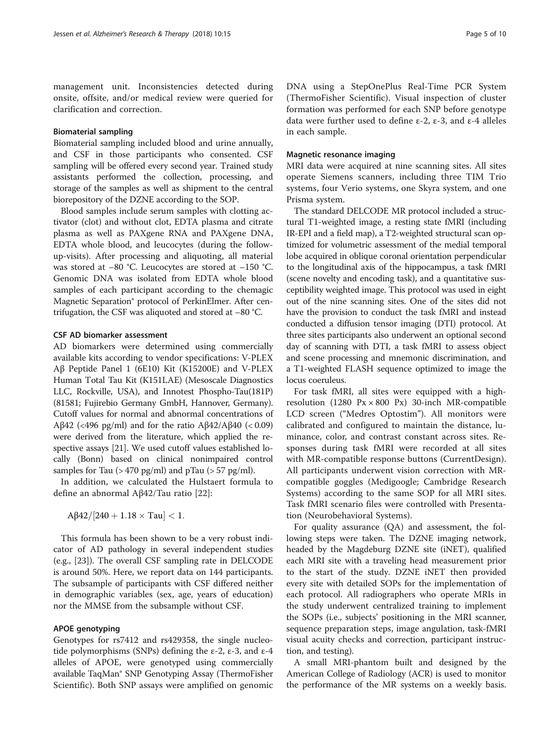management unit. Inconsistencies detected during onsite, offsite, and/or medical review were queried for clarification and correction.

#### Biomaterial sampling

Biomaterial sampling included blood and urine annually, and CSF in those participants who consented. CSF sampling will be offered every second year. Trained study assistants performed the collection, processing, and storage of the samples as well as shipment to the central biorepository of the DZNE according to the SOP.

Blood samples include serum samples with clotting activator (clot) and without clot, EDTA plasma and citrate plasma as well as PAXgene RNA and PAXgene DNA, EDTA whole blood, and leucocytes (during the follow-up-visits). After processing and aliquoting, all material was stored at −80 °C. Leucocytes are stored at −150 °C. Genomic DNA was isolated from EDTA whole blood samples of each participant according to the chemagic Magnetic Separation® protocol of PerkinElmer. After centrifugation, the CSF was aliquoted and stored at −80 °C.

#### CSF AD biomarker assessment

AD biomarkers were determined using commercially available kits according to vendor specifications: V-PLEX Aβ Peptide Panel 1 (6E10) Kit (K15200E) and V-PLEX Human Total Tau Kit (K151LAE) (Mesoscale Diagnostics LLC, Rockville, USA), and Innotest Phospho-Tau(181P) (81581; Fujirebio Germany GmbH, Hannover, Germany). Cutoff values for normal and abnormal concentrations of Aβ42 (<496 pg/ml) and for the ratio Aβ42/Aβ40 (< 0.09) were derived from the literature, which applied the respective assays [21]. We used cutoff values established locally (Bonn) based on clinical nonimpaired control samples for Tau (> 470 pg/ml) and pTau (> 57 pg/ml).

In addition, we calculated the Hulstaert formula to define an abnormal Aβ42/Tau ratio [22]:

$$\mathrm{A}\beta 42/[240 + 1.18 \times \mathrm{Tau}] < 1.$$

This formula has been shown to be a very robust indicator of AD pathology in several independent studies (e.g., [23]). The overall CSF sampling rate in DELCODE is around 50%. Here, we report data on 144 participants. The subsample of participants with CSF differed neither in demographic variables (sex, age, years of education) nor the MMSE from the subsample without CSF.

#### APOE genotyping

Genotypes for rs7412 and rs429358, the single nucleotide polymorphisms (SNPs) defining the ε-2, ε-3, and ε-4 alleles of APOE, were genotyped using commercially available TaqMan® SNP Genotyping Assay (ThermoFisher Scientific). Both SNP assays were amplified on genomic DNA using a StepOnePlus Real-Time PCR System (ThermoFisher Scientific). Visual inspection of cluster formation was performed for each SNP before genotype data were further used to define ε-2, ε-3, and ε-4 alleles in each sample.

#### Magnetic resonance imaging

MRI data were acquired at nine scanning sites. All sites operate Siemens scanners, including three TIM Trio systems, four Verio systems, one Skyra system, and one Prisma system.

The standard DELCODE MR protocol included a structural T1-weighted image, a resting state fMRI (including IR-EPI and a field map), a T2-weighted structural scan optimized for volumetric assessment of the medial temporal lobe acquired in oblique coronal orientation perpendicular to the longitudinal axis of the hippocampus, a task fMRI (scene novelty and encoding task), and a quantitative susceptibility weighted image. This protocol was used in eight out of the nine scanning sites. One of the sites did not have the provision to conduct the task fMRI and instead conducted a diffusion tensor imaging (DTI) protocol. At three sites participants also underwent an optional second day of scanning with DTI, a task fMRI to assess object and scene processing and mnemonic discrimination, and a T1-weighted FLASH sequence optimized to image the locus coeruleus.

For task fMRI, all sites were equipped with a high-resolution (1280 Px × 800 Px) 30-inch MR-compatible LCD screen ("Medres Optostim"). All monitors were calibrated and configured to maintain the distance, luminance, color, and contrast constant across sites. Responses during task fMRI were recorded at all sites with MR-compatible response buttons (CurrentDesign). All participants underwent vision correction with MR-compatible goggles (Medigoogle; Cambridge Research Systems) according to the same SOP for all MRI sites. Task fMRI scenario files were controlled with Presentation (Neurobehavioral Systems).

For quality assurance (QA) and assessment, the following steps were taken. The DZNE imaging network, headed by the Magdeburg DZNE site (iNET), qualified each MRI site with a traveling head measurement prior to the start of the study. DZNE iNET then provided every site with detailed SOPs for the implementation of each protocol. All radiographers who operate MRIs in the study underwent centralized training to implement the SOPs (i.e., subjects' positioning in the MRI scanner, sequence preparation steps, image angulation, task-fMRI visual acuity checks and correction, participant instruction, and testing).

A small MRI-phantom built and designed by the American College of Radiology (ACR) is used to monitor the performance of the MR systems on a weekly basis.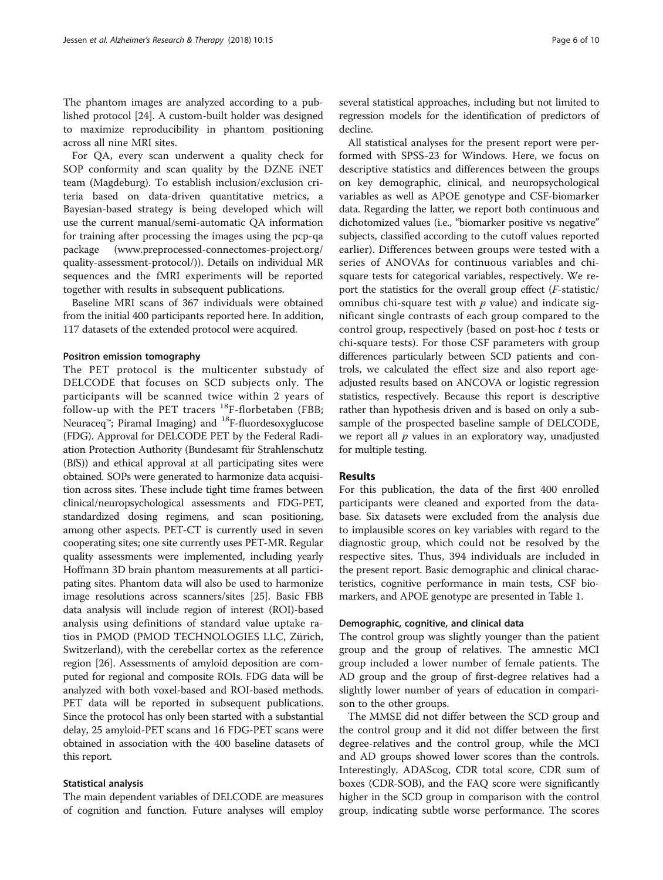The phantom images are analyzed according to a published protocol [24]. A custom-built holder was designed to maximize reproducibility in phantom positioning across all nine MRI sites.

For QA, every scan underwent a quality check for SOP conformity and scan quality by the DZNE iNET team (Magdeburg). To establish inclusion/exclusion criteria based on data-driven quantitative metrics, a Bayesian-based strategy is being developed which will use the current manual/semi-automatic QA information for training after processing the images using the pcp-qa package (www.preprocessed-connectomes-project.org/quality-assessment-protocol/)). Details on individual MR sequences and the fMRI experiments will be reported together with results in subsequent publications.

Baseline MRI scans of 367 individuals were obtained from the initial 400 participants reported here. In addition, 117 datasets of the extended protocol were acquired.

#### Positron emission tomography

The PET protocol is the multicenter substudy of DELCODE that focuses on SCD subjects only. The participants will be scanned twice within 2 years of follow-up with the PET tracers $^{18}$F-florbetaben (FBB; Neuraceq™; Piramal Imaging) and $^{18}$F-fluordesoxyglucose (FDG). Approval for DELCODE PET by the Federal Radiation Protection Authority (Bundesamt für Strahlenschutz (BfS)) and ethical approval at all participating sites were obtained. SOPs were generated to harmonize data acquisition across sites. These include tight time frames between clinical/neuropsychological assessments and FDG-PET, standardized dosing regimens, and scan positioning, among other aspects. PET-CT is currently used in seven cooperating sites; one site currently uses PET-MR. Regular quality assessments were implemented, including yearly Hoffmann 3D brain phantom measurements at all participating sites. Phantom data will also be used to harmonize image resolutions across scanners/sites [25]. Basic FBB data analysis will include region of interest (ROI)-based analysis using definitions of standard value uptake ratios in PMOD (PMOD TECHNOLOGIES LLC, Zürich, Switzerland), with the cerebellar cortex as the reference region [26]. Assessments of amyloid deposition are computed for regional and composite ROIs. FDG data will be analyzed with both voxel-based and ROI-based methods. PET data will be reported in subsequent publications. Since the protocol has only been started with a substantial delay, 25 amyloid-PET scans and 16 FDG-PET scans were obtained in association with the 400 baseline datasets of this report.

#### Statistical analysis

The main dependent variables of DELCODE are measures of cognition and function. Future analyses will employ several statistical approaches, including but not limited to regression models for the identification of predictors of decline.

All statistical analyses for the present report were performed with SPSS-23 for Windows. Here, we focus on descriptive statistics and differences between the groups on key demographic, clinical, and neuropsychological variables as well as APOE genotype and CSF-biomarker data. Regarding the latter, we report both continuous and dichotomized values (i.e., "biomarker positive vs negative" subjects, classified according to the cutoff values reported earlier). Differences between groups were tested with a series of ANOVAs for continuous variables and chi-square tests for categorical variables, respectively. We report the statistics for the overall group effect (*F*-statistic/omnibus chi-square test with *p* value) and indicate significant single contrasts of each group compared to the control group, respectively (based on post-hoc *t* tests or chi-square tests). For those CSF parameters with group differences particularly between SCD patients and controls, we calculated the effect size and also report age-adjusted results based on ANCOVA or logistic regression statistics, respectively. Because this report is descriptive rather than hypothesis driven and is based on only a subsample of the prospected baseline sample of DELCODE, we report all *p* values in an exploratory way, unadjusted for multiple testing.

## Results

For this publication, the data of the first 400 enrolled participants were cleaned and exported from the database. Six datasets were excluded from the analysis due to implausible scores on key variables with regard to the diagnostic group, which could not be resolved by the respective sites. Thus, 394 individuals are included in the present report. Basic demographic and clinical characteristics, cognitive performance in main tests, CSF biomarkers, and APOE genotype are presented in Table 1.

#### Demographic, cognitive, and clinical data

The control group was slightly younger than the patient group and the group of relatives. The amnestic MCI group included a lower number of female patients. The AD group and the group of first-degree relatives had a slightly lower number of years of education in comparison to the other groups.

The MMSE did not differ between the SCD group and the control group and it did not differ between the first degree-relatives and the control group, while the MCI and AD groups showed lower scores than the controls. Interestingly, ADAScog, CDR total score, CDR sum of boxes (CDR-SOB), and the FAQ score were significantly higher in the SCD group in comparison with the control group, indicating subtle worse performance. The scores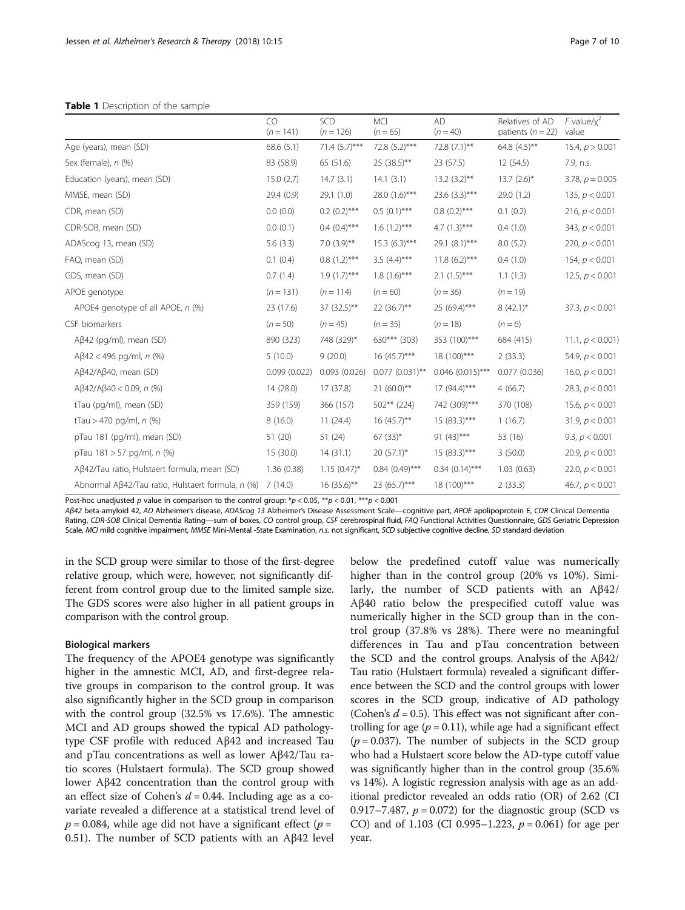**Table 1** Description of the sample

| | CO ($n = 141$) | SCD ($n = 126$) | MCI ($n = 65$) | AD ($n = 40$) | Relatives of AD patients ($n = 22$) | F value/$\chi^2$ value |
|---|---|---|---|---|---|---|
| Age (years), mean (SD) | 68.6 (5.1) | 71.4 (5.7)*** | 72.8 (5.2)*** | 72.8 (7.1)** | 64.8 (4.5)** | 15.4, $p > 0.001$ |
| Sex (female), n (%) | 83 (58.9) | 65 (51.6) | 25 (38.5)** | 23 (57.5) | 12 (54.5) | 7.9, n.s. |
| Education (years), mean (SD) | 15.0 (2,7) | 14.7 (3.1) | 14.1 (3.1) | 13.2 (3.2)** | 13.7 (2.6)* | 3.78, $p = 0.005$ |
| MMSE, mean (SD) | 29.4 (0.9) | 29.1 (1.0) | 28.0 (1.6)*** | 23.6 (3.3)*** | 29.0 (1.2) | 135, $p < 0.001$ |
| CDR, mean (SD) | 0.0 (0.0) | 0.2 (0.2)*** | 0.5 (0.1)*** | 0.8 (0.2)*** | 0.1 (0.2) | 216, $p < 0.001$ |
| CDR-SOB, mean (SD) | 0.0 (0.1) | 0.4 (0.4)*** | 1.6 (1.2)*** | 4.7 (1.3)*** | 0.4 (1.0) | 343, $p < 0.001$ |
| ADAScog 13, mean (SD) | 5.6 (3.3) | 7.0 (3.9)** | 15.3 (6.3)*** | 29.1 (8.1)*** | 8.0 (5.2) | 220, $p < 0.001$ |
| FAQ, mean (SD) | 0.1 (0.4) | 0.8 (1.2)*** | 3.5 (4.4)*** | 11.8 (6.2)*** | 0.4 (1.0) | 154, $p < 0.001$ |
| GDS, mean (SD) | 0.7 (1.4) | 1.9 (1.7)*** | 1.8 (1.6)*** | 2.1 (1.5)*** | 1.1 (1.3) | 12.5, $p < 0.001$ |
| APOE genotype | ($n = 131$) | ($n = 114$) | ($n = 60$) | ($n = 36$) | ($n = 19$) | |
| APOE4 genotype of all APOE, n (%) | 23 (17.6) | 37 (32.5)** | 22 (36.7)** | 25 (69.4)*** | 8 (42.1)* | 37.3, $p < 0.001$ |
| CSF biomarkers | ($n = 50$) | ($n = 45$) | ($n = 35$) | ($n = 18$) | ($n = 6$) | |
| Aβ42 (pg/ml), mean (SD) | 890 (323) | 748 (329)* | 630*** (303) | 353 (100)*** | 684 (415) | 11.1, $p$ (< 0.001) |
| Aβ42 < 496 pg/ml, n (%) | 5 (10.0) | 9 (20.0) | 16 (45.7)*** | 18 (100)*** | 2 (33.3) | 54.9, $p < 0.001$ |
| Aβ42/Aβ40, mean (SD) | 0.099 (0.022) | 0.093 (0.026) | 0.077 (0.031)** | 0.046 (0.015)*** | 0.077 (0.036) | 16.0, $p < 0.001$ |
| Aβ42/Aβ40 < 0.09, n (%) | 14 (28.0) | 17 (37.8) | 21 (60.0)** | 17 (94.4)*** | 4 (66.7) | 28.3, $p < 0.001$ |
| tTau (pg/ml), mean (SD) | 359 (159) | 366 (157) | 502** (224) | 742 (309)*** | 370 (108) | 15.6, $p < 0.001$ |
| tTau > 470 pg/ml, n (%) | 8 (16.0) | 11 (24.4) | 16 (45.7)** | 15 (83.3)*** | 1 (16.7) | 31.9, $p < 0.001$ |
| pTau 181 (pg/ml), mean (SD) | 51 (20) | 51 (24) | 67 (33)* | 91 (43)*** | 53 (16) | 9.3, $p < 0.001$ |
| pTau 181 > 57 pg/ml, n (%) | 15 (30.0) | 14 (31.1) | 20 (57.1)* | 15 (83.3)*** | 3 (50.0) | 20.9, $p < 0.001$ |
| Aβ42/Tau ratio, Hulstaert formula, mean (SD) | 1.36 (0.38) | 1.15 (0.47)* | 0.84 (0.49)*** | 0.34 (0.14)*** | 1.03 (0.63) | 22.0, $p < 0.001$ |
| Abnormal Aβ42/Tau ratio, Hulstaert formula, n (%) | 7 (14.0) | 16 (35.6)** | 23 (65.7)*** | 18 (100)*** | 2 (33.3) | 46.7, $p < 0.001$ |

Post-hoc unadjusted p value in comparison to the control group: *$p < 0.05$, **$p < 0.01$, ***$p < 0.001$

*Aβ42* beta-amyloid 42, *AD* Alzheimer's disease, *ADAScog 13* Alzheimer's Disease Assessment Scale—cognitive part, *APOE* apolipoprotein E, *CDR* Clinical Dementia Rating, *CDR-SOB* Clinical Dementia Rating—sum of boxes, *CO* control group, *CSF* cerebrospinal fluid, *FAQ* Functional Activities Questionnaire, *GDS* Geriatric Depression Scale, *MCI* mild cognitive impairment, *MMSE* Mini-Mental -State Examination, *n.s.* not significant, *SCD* subjective cognitive decline, *SD* standard deviation

in the SCD group were similar to those of the first-degree relative group, which were, however, not significantly different from control group due to the limited sample size. The GDS scores were also higher in all patient groups in comparison with the control group.

### Biological markers

The frequency of the APOE4 genotype was significantly higher in the amnestic MCI, AD, and first-degree relative groups in comparison to the control group. It was also significantly higher in the SCD group in comparison with the control group (32.5% vs 17.6%). The amnestic MCI and AD groups showed the typical AD pathology-type CSF profile with reduced Aβ42 and increased Tau and pTau concentrations as well as lower Aβ42/Tau ratio scores (Hulstaert formula). The SCD group showed lower Aβ42 concentration than the control group with an effect size of Cohen's $d = 0.44$. Including age as a covariate revealed a difference at a statistical trend level of $p = 0.084$, while age did not have a significant effect ($p = 0.51$). The number of SCD patients with an Aβ42 level below the predefined cutoff value was numerically higher than in the control group (20% vs 10%). Similarly, the number of SCD patients with an Aβ42/Aβ40 ratio below the prespecified cutoff value was numerically higher in the SCD group than in the control group (37.8% vs 28%). There were no meaningful differences in Tau and pTau concentration between the SCD and the control groups. Analysis of the Aβ42/Tau ratio (Hulstaert formula) revealed a significant difference between the SCD and the control groups with lower scores in the SCD group, indicative of AD pathology (Cohen's $d = 0.5$). This effect was not significant after controlling for age ($p = 0.11$), while age had a significant effect ($p = 0.037$). The number of subjects in the SCD group who had a Hulstaert score below the AD-type cutoff value was significantly higher than in the control group (35.6% vs 14%). A logistic regression analysis with age as an additional predictor revealed an odds ratio (OR) of 2.62 (CI 0.917–7.487, $p = 0.072$) for the diagnostic group (SCD vs CO) and of 1.103 (CI 0.995–1.223, $p = 0.061$) for age per year.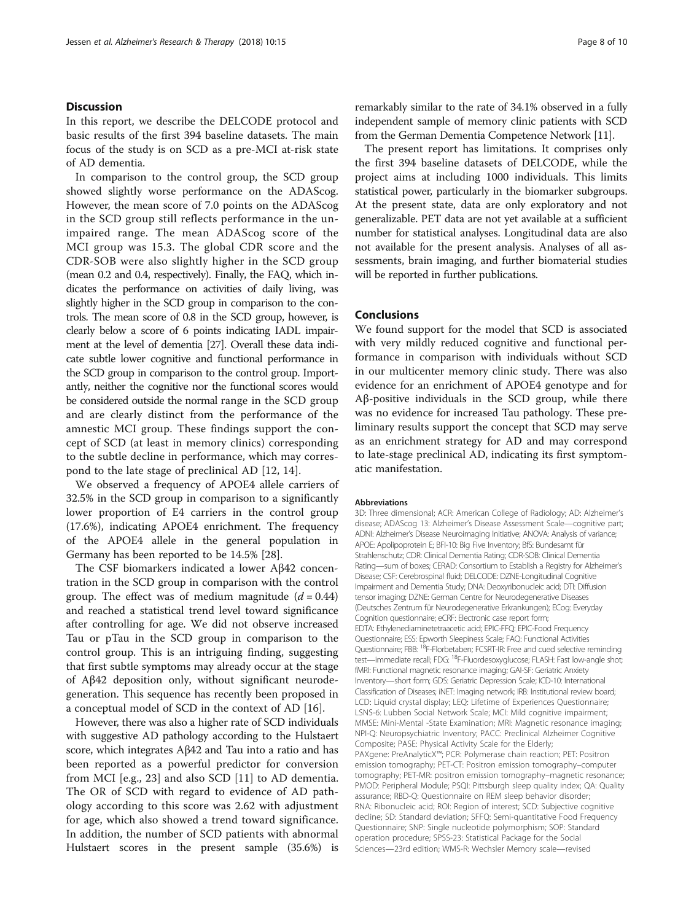## Discussion

In this report, we describe the DELCODE protocol and basic results of the first 394 baseline datasets. The main focus of the study is on SCD as a pre-MCI at-risk state of AD dementia.

In comparison to the control group, the SCD group showed slightly worse performance on the ADAScog. However, the mean score of 7.0 points on the ADAScog in the SCD group still reflects performance in the unimpaired range. The mean ADAScog score of the MCI group was 15.3. The global CDR score and the CDR-SOB were also slightly higher in the SCD group (mean 0.2 and 0.4, respectively). Finally, the FAQ, which indicates the performance on activities of daily living, was slightly higher in the SCD group in comparison to the controls. The mean score of 0.8 in the SCD group, however, is clearly below a score of 6 points indicating IADL impairment at the level of dementia [27]. Overall these data indicate subtle lower cognitive and functional performance in the SCD group in comparison to the control group. Importantly, neither the cognitive nor the functional scores would be considered outside the normal range in the SCD group and are clearly distinct from the performance of the amnestic MCI group. These findings support the concept of SCD (at least in memory clinics) corresponding to the subtle decline in performance, which may correspond to the late stage of preclinical AD [12, 14].

We observed a frequency of APOE4 allele carriers of 32.5% in the SCD group in comparison to a significantly lower proportion of E4 carriers in the control group (17.6%), indicating APOE4 enrichment. The frequency of the APOE4 allele in the general population in Germany has been reported to be 14.5% [28].

The CSF biomarkers indicated a lower Aβ42 concentration in the SCD group in comparison with the control group. The effect was of medium magnitude ($d = 0.44$) and reached a statistical trend level toward significance after controlling for age. We did not observe increased Tau or pTau in the SCD group in comparison to the control group. This is an intriguing finding, suggesting that first subtle symptoms may already occur at the stage of Aβ42 deposition only, without significant neurodegeneration. This sequence has recently been proposed in a conceptual model of SCD in the context of AD [16].

However, there was also a higher rate of SCD individuals with suggestive AD pathology according to the Hulstaert score, which integrates Aβ42 and Tau into a ratio and has been reported as a powerful predictor for conversion from MCI [e.g., 23] and also SCD [11] to AD dementia. The OR of SCD with regard to evidence of AD pathology according to this score was 2.62 with adjustment for age, which also showed a trend toward significance. In addition, the number of SCD patients with abnormal Hulstaert scores in the present sample (35.6%) is remarkably similar to the rate of 34.1% observed in a fully independent sample of memory clinic patients with SCD from the German Dementia Competence Network [11].

The present report has limitations. It comprises only the first 394 baseline datasets of DELCODE, while the project aims at including 1000 individuals. This limits statistical power, particularly in the biomarker subgroups. At the present state, data are only exploratory and not generalizable. PET data are not yet available at a sufficient number for statistical analyses. Longitudinal data are also not available for the present analysis. Analyses of all assessments, brain imaging, and further biomaterial studies will be reported in further publications.

## Conclusions

We found support for the model that SCD is associated with very mildly reduced cognitive and functional performance in comparison with individuals without SCD in our multicenter memory clinic study. There was also evidence for an enrichment of APOE4 genotype and for Aβ-positive individuals in the SCD group, while there was no evidence for increased Tau pathology. These preliminary results support the concept that SCD may serve as an enrichment strategy for AD and may correspond to late-stage preclinical AD, indicating its first symptomatic manifestation.

#### Abbreviations

3D: Three dimensional; ACR: American College of Radiology; AD: Alzheimer's disease; ADAScog 13: Alzheimer's Disease Assessment Scale—cognitive part; ADNI: Alzheimer's Disease Neuroimaging Initiative; ANOVA: Analysis of variance; APOE: Apolipoprotein E; BFI-10: Big Five Inventory; BfS: Bundesamt für Strahlenschutz; CDR: Clinical Dementia Rating; CDR-SOB: Clinical Dementia Rating—sum of boxes; CERAD: Consortium to Establish a Registry for Alzheimer's Disease; CSF: Cerebrospinal fluid; DELCODE: DZNE-Longitudinal Cognitive Impairment and Dementia Study; DNA: Deoxyribonucleic acid; DTI: Diffusion tensor imaging; DZNE: German Centre for Neurodegenerative Diseases (Deutsches Zentrum für Neurodegenerative Erkrankungen); ECog: Everyday Cognition questionnaire; eCRF: Electronic case report form; EDTA: Ethylenediaminetetraacetic acid; EPIC-FFQ: EPIC-Food Frequency Questionnaire; ESS: Epworth Sleepiness Scale; FAQ: Functional Activities Questionnaire; FBB: $^{18}$F-Florbetaben; FCSRT-IR: Free and cued selective reminding test—immediate recall; FDG: $^{18}$F-Fluordesoxyglucose; FLASH: Fast low-angle shot; fMRI: Functional magnetic resonance imaging; GAI-SF: Geriatric Anxiety Inventory—short form; GDS: Geriatric Depression Scale; ICD-10: International Classification of Diseases; iNET: Imaging network; IRB: Institutional review board; LCD: Liquid crystal display; LEQ: Lifetime of Experiences Questionnaire; LSNS-6: Lubben Social Network Scale; MCI: Mild cognitive impairment; MMSE: Mini-Mental -State Examination; MRI: Magnetic resonance imaging; NPI-Q: Neuropsychiatric Inventory; PACC: Preclinical Alzheimer Cognitive Composite; PASE: Physical Activity Scale for the Elderly; PAXgene: PreAnalyticX™; PCR: Polymerase chain reaction; PET: Positron emission tomography; PET-CT: Positron emission tomography–computer tomography; PET-MR: positron emission tomography–magnetic resonance; PMOD: Peripheral Module; PSQI: Pittsburgh sleep quality index; QA: Quality assurance; RBD-Q: Questionnaire on REM sleep behavior disorder; RNA: Ribonucleic acid; ROI: Region of interest; SCD: Subjective cognitive decline; SD: Standard deviation; SFFQ: Semi-quantitative Food Frequency Questionnaire; SNP: Single nucleotide polymorphism; SOP: Standard operation procedure; SPSS-23: Statistical Package for the Social Sciences—23rd edition; WMS-R: Wechsler Memory scale—revised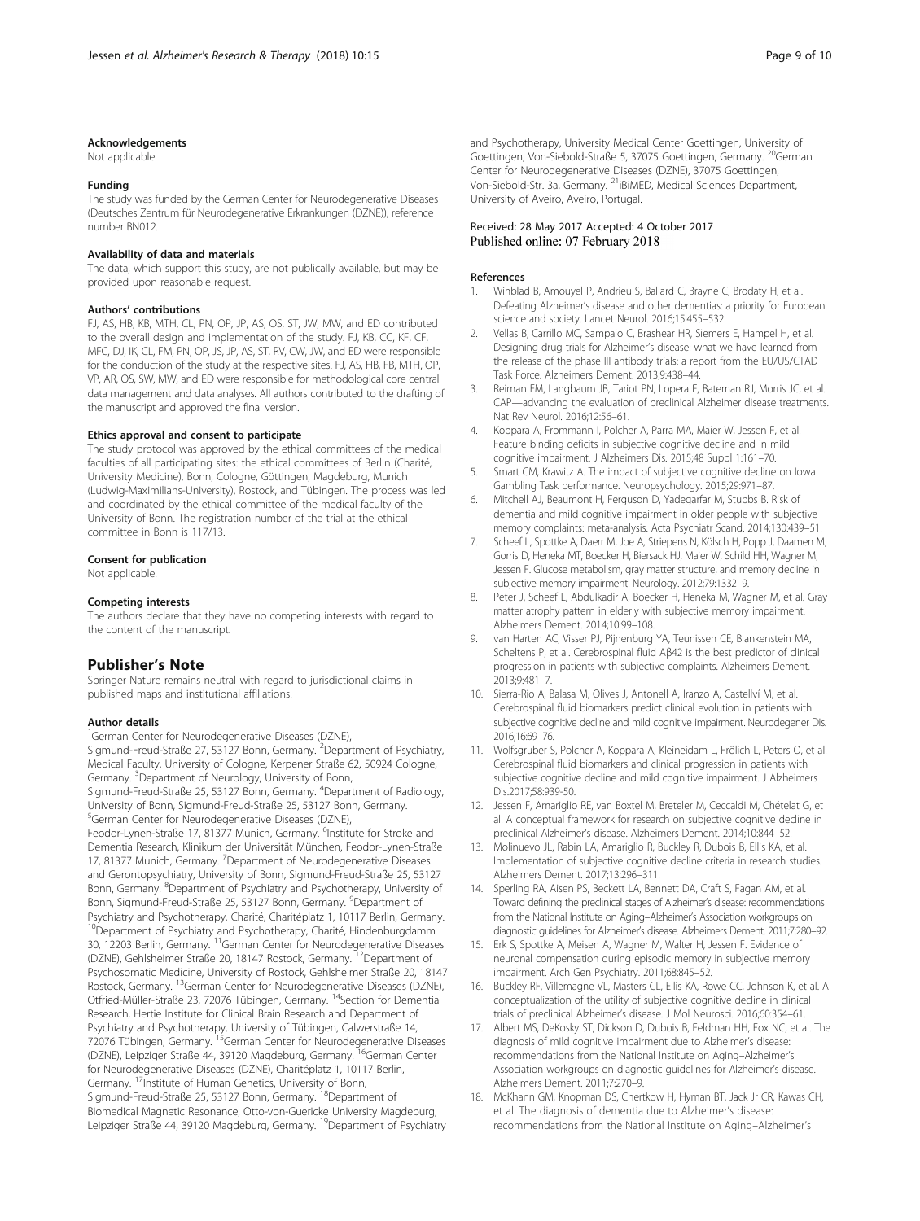#### Acknowledgements

Not applicable.

#### Funding

The study was funded by the German Center for Neurodegenerative Diseases (Deutsches Zentrum für Neurodegenerative Erkrankungen (DZNE)), reference number BN012.

#### Availability of data and materials

The data, which support this study, are not publically available, but may be provided upon reasonable request.

#### Authors' contributions

FJ, AS, HB, KB, MTH, CL, PN, OP, JP, AS, OS, ST, JW, MW, and ED contributed to the overall design and implementation of the study. FJ, KB, CC, KF, CF, MFC, DJ, IK, CL, FM, PN, OP, JS, JP, AS, ST, RV, CW, JW, and ED were responsible for the conduction of the study at the respective sites. FJ, AS, HB, FB, MTH, OP, VP, AR, OS, SW, MW, and ED were responsible for methodological core central data management and data analyses. All authors contributed to the drafting of the manuscript and approved the final version.

#### Ethics approval and consent to participate

The study protocol was approved by the ethical committees of the medical faculties of all participating sites: the ethical committees of Berlin (Charité, University Medicine), Bonn, Cologne, Göttingen, Magdeburg, Munich (Ludwig-Maximilians-University), Rostock, and Tübingen. The process was led and coordinated by the ethical committee of the medical faculty of the University of Bonn. The registration number of the trial at the ethical committee in Bonn is 117/13.

#### Consent for publication

Not applicable.

#### Competing interests

The authors declare that they have no competing interests with regard to the content of the manuscript.

## Publisher's Note

Springer Nature remains neutral with regard to jurisdictional claims in published maps and institutional affiliations.

#### Author details

[1]German Center for Neurodegenerative Diseases (DZNE), Sigmund-Freud-Straße 27, 53127 Bonn, Germany. [2]Department of Psychiatry, Medical Faculty, University of Cologne, Kerpener Straße 62, 50924 Cologne, Germany. [3]Department of Neurology, University of Bonn, Sigmund-Freud-Straße 25, 53127 Bonn, Germany. [4]Department of Radiology, University of Bonn, Sigmund-Freud-Straße 25, 53127 Bonn, Germany. [5]German Center for Neurodegenerative Diseases (DZNE), Feodor-Lynen-Straße 17, 81377 Munich, Germany. [6]Institute for Stroke and Dementia Research, Klinikum der Universität München, Feodor-Lynen-Straße 17, 81377 Munich, Germany. [7]Department of Neurodegenerative Diseases and Gerontopsychiatry, University of Bonn, Sigmund-Freud-Straße 25, 53127 Bonn, Germany. [8]Department of Psychiatry and Psychotherapy, University of Bonn, Sigmund-Freud-Straße 25, 53127 Bonn, Germany. [9]Department of Psychiatry and Psychotherapy, Charité, Charitéplatz 1, 10117 Berlin, Germany. [10]Department of Psychiatry and Psychotherapy, Charité, Hindenburgdamm 30, 12203 Berlin, Germany. [11]German Center for Neurodegenerative Diseases (DZNE), Gehlsheimer Straße 20, 18147 Rostock, Germany. [12]Department of Psychosomatic Medicine, University of Rostock, Gehlsheimer Straße 20, 18147 Rostock, Germany. [13]German Center for Neurodegenerative Diseases (DZNE), Otfried-Müller-Straße 23, 72076 Tübingen, Germany. [14]Section for Dementia Research, Hertie Institute for Clinical Brain Research and Department of Psychiatry and Psychotherapy, University of Tübingen, Calwerstraße 14, 72076 Tübingen, Germany. [15]German Center for Neurodegenerative Diseases (DZNE), Leipziger Straße 44, 39120 Magdeburg, Germany. [16]German Center for Neurodegenerative Diseases (DZNE), Charitéplatz 1, 10117 Berlin, Germany. [17]Institute of Human Genetics, University of Bonn, Sigmund-Freud-Straße 25, 53127 Bonn, Germany. [18]Department of Biomedical Magnetic Resonance, Otto-von-Guericke University Magdeburg, Leipziger Straße 44, 39120 Magdeburg, Germany. [19]Department of Psychiatry and Psychotherapy, University Medical Center Goettingen, University of Goettingen, Von-Siebold-Straße 5, 37075 Goettingen, Germany. [20]German Center for Neurodegenerative Diseases (DZNE), 37075 Goettingen, Von-Siebold-Str. 3a, Germany. [21]iBiMED, Medical Sciences Department, University of Aveiro, Aveiro, Portugal.

Received: 28 May 2017 Accepted: 4 October 2017
Published online: 07 February 2018

#### References

1. Winblad B, Amouyel P, Andrieu S, Ballard C, Brayne C, Brodaty H, et al. Defeating Alzheimer's disease and other dementias: a priority for European science and society. Lancet Neurol. 2016;15:455–532.
2. Vellas B, Carrillo MC, Sampaio C, Brashear HR, Siemers E, Hampel H, et al. Designing drug trials for Alzheimer's disease: what we have learned from the release of the phase III antibody trials: a report from the EU/US/CTAD Task Force. Alzheimers Dement. 2013;9:438–44.
3. Reiman EM, Langbaum JB, Tariot PN, Lopera F, Bateman RJ, Morris JC, et al. CAP—advancing the evaluation of preclinical Alzheimer disease treatments. Nat Rev Neurol. 2016;12:56–61.
4. Koppara A, Frommann I, Polcher A, Parra MA, Maier W, Jessen F, et al. Feature binding deficits in subjective cognitive decline and in mild cognitive impairment. J Alzheimers Dis. 2015;48 Suppl 1:161–70.
5. Smart CM, Krawitz A. The impact of subjective cognitive decline on Iowa Gambling Task performance. Neuropsychology. 2015;29:971–87.
6. Mitchell AJ, Beaumont H, Ferguson D, Yadegarfar M, Stubbs B. Risk of dementia and mild cognitive impairment in older people with subjective memory complaints: meta-analysis. Acta Psychiatr Scand. 2014;130:439–51.
7. Scheef L, Spottke A, Daerr M, Joe A, Striepens N, Kölsch H, Popp J, Daamen M, Gorris D, Heneka MT, Boecker H, Biersack HJ, Maier W, Schild HH, Wagner M, Jessen F. Glucose metabolism, gray matter structure, and memory decline in subjective memory impairment. Neurology. 2012;79:1332–9.
8. Peter J, Scheef L, Abdulkadir A, Boecker H, Heneka M, Wagner M, et al. Gray matter atrophy pattern in elderly with subjective memory impairment. Alzheimers Dement. 2014;10:99–108.
9. van Harten AC, Visser PJ, Pijnenburg YA, Teunissen CE, Blankenstein MA, Scheltens P, et al. Cerebrospinal fluid Aβ42 is the best predictor of clinical progression in patients with subjective complaints. Alzheimers Dement. 2013;9:481–7.
10. Sierra-Rio A, Balasa M, Olives J, Antonell A, Iranzo A, Castellví M, et al. Cerebrospinal fluid biomarkers predict clinical evolution in patients with subjective cognitive decline and mild cognitive impairment. Neurodegener Dis. 2016;16:69–76.
11. Wolfsgruber S, Polcher A, Koppara A, Kleineidam L, Frölich L, Peters O, et al. Cerebrospinal fluid biomarkers and clinical progression in patients with subjective cognitive decline and mild cognitive impairment. J Alzheimers Dis.2017;58:939-50.
12. Jessen F, Amariglio RE, van Boxtel M, Breteler M, Ceccaldi M, Chételat G, et al. A conceptual framework for research on subjective cognitive decline in preclinical Alzheimer's disease. Alzheimers Dement. 2014;10:844–52.
13. Molinuevo JL, Rabin LA, Amariglio R, Buckley R, Dubois B, Ellis KA, et al. Implementation of subjective cognitive decline criteria in research studies. Alzheimers Dement. 2017;13:296–311.
14. Sperling RA, Aisen PS, Beckett LA, Bennett DA, Craft S, Fagan AM, et al. Toward defining the preclinical stages of Alzheimer's disease: recommendations from the National Institute on Aging–Alzheimer's Association workgroups on diagnostic guidelines for Alzheimer's disease. Alzheimers Dement. 2011;7:280–92.
15. Erk S, Spottke A, Meisen A, Wagner M, Walter H, Jessen F. Evidence of neuronal compensation during episodic memory in subjective memory impairment. Arch Gen Psychiatry. 2011;68:845–52.
16. Buckley RF, Villemagne VL, Masters CL, Ellis KA, Rowe CC, Johnson K, et al. A conceptualization of the utility of subjective cognitive decline in clinical trials of preclinical Alzheimer's disease. J Mol Neurosci. 2016;60:354–61.
17. Albert MS, DeKosky ST, Dickson D, Dubois B, Feldman HH, Fox NC, et al. The diagnosis of mild cognitive impairment due to Alzheimer's disease: recommendations from the National Institute on Aging–Alzheimer's Association workgroups on diagnostic guidelines for Alzheimer's disease. Alzheimers Dement. 2011;7:270–9.
18. McKhann GM, Knopman DS, Chertkow H, Hyman BT, Jack Jr CR, Kawas CH, et al. The diagnosis of dementia due to Alzheimer's disease: recommendations from the National Institute on Aging–Alzheimer's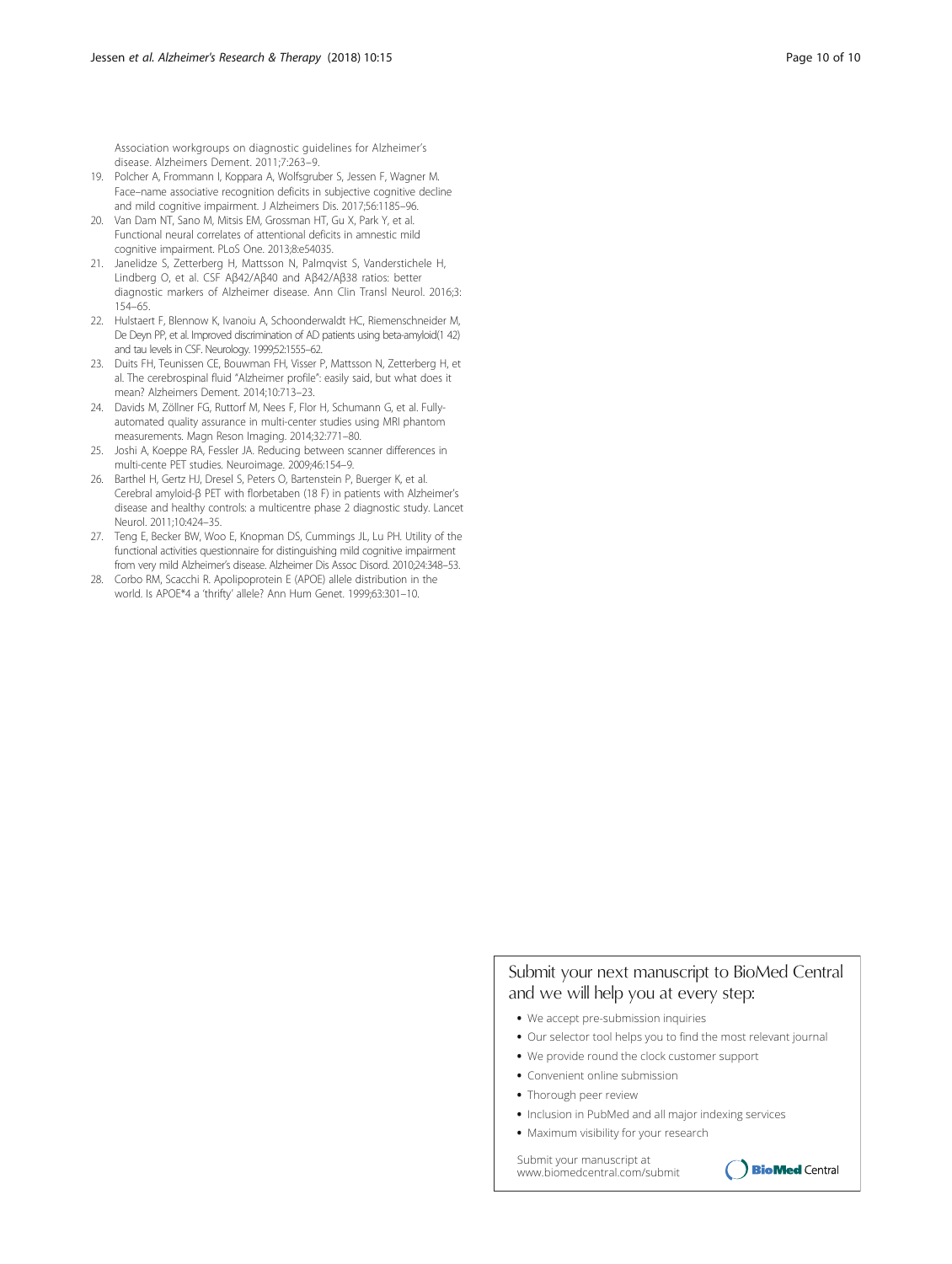Association workgroups on diagnostic guidelines for Alzheimer's disease. Alzheimers Dement. 2011;7:263–9.

19. Polcher A, Frommann I, Koppara A, Wolfsgruber S, Jessen F, Wagner M. Face–name associative recognition deficits in subjective cognitive decline and mild cognitive impairment. J Alzheimers Dis. 2017;56:1185–96.
20. Van Dam NT, Sano M, Mitsis EM, Grossman HT, Gu X, Park Y, et al. Functional neural correlates of attentional deficits in amnestic mild cognitive impairment. PLoS One. 2013;8:e54035.
21. Janelidze S, Zetterberg H, Mattsson N, Palmqvist S, Vanderstichele H, Lindberg O, et al. CSF Aβ42/Aβ40 and Aβ42/Aβ38 ratios: better diagnostic markers of Alzheimer disease. Ann Clin Transl Neurol. 2016;3:154–65.
22. Hulstaert F, Blennow K, Ivanoiu A, Schoonderwaldt HC, Riemenschneider M, De Deyn PP, et al. Improved discrimination of AD patients using beta-amyloid(1 42) and tau levels in CSF. Neurology. 1999;52:1555–62.
23. Duits FH, Teunissen CE, Bouwman FH, Visser P, Mattsson N, Zetterberg H, et al. The cerebrospinal fluid "Alzheimer profile": easily said, but what does it mean? Alzheimers Dement. 2014;10:713–23.
24. Davids M, Zöllner FG, Ruttorf M, Nees F, Flor H, Schumann G, et al. Fully-automated quality assurance in multi-center studies using MRI phantom measurements. Magn Reson Imaging. 2014;32:771–80.
25. Joshi A, Koeppe RA, Fessler JA. Reducing between scanner differences in multi-cente PET studies. Neuroimage. 2009;46:154–9.
26. Barthel H, Gertz HJ, Dresel S, Peters O, Bartenstein P, Buerger K, et al. Cerebral amyloid-β PET with florbetaben (18 F) in patients with Alzheimer's disease and healthy controls: a multicentre phase 2 diagnostic study. Lancet Neurol. 2011;10:424–35.
27. Teng E, Becker BW, Woo E, Knopman DS, Cummings JL, Lu PH. Utility of the functional activities questionnaire for distinguishing mild cognitive impairment from very mild Alzheimer's disease. Alzheimer Dis Assoc Disord. 2010;24:348–53.
28. Corbo RM, Scacchi R. Apolipoprotein E (APOE) allele distribution in the world. Is APOE*4 a 'thrifty' allele? Ann Hum Genet. 1999;63:301–10.

Submit your next manuscript to BioMed Central and we will help you at every step:

- We accept pre-submission inquiries
- Our selector tool helps you to find the most relevant journal
- We provide round the clock customer support
- Convenient online submission
- Thorough peer review
- Inclusion in PubMed and all major indexing services
- Maximum visibility for your research

Submit your manuscript at www.biomedcentral.com/submit

BioMed Central